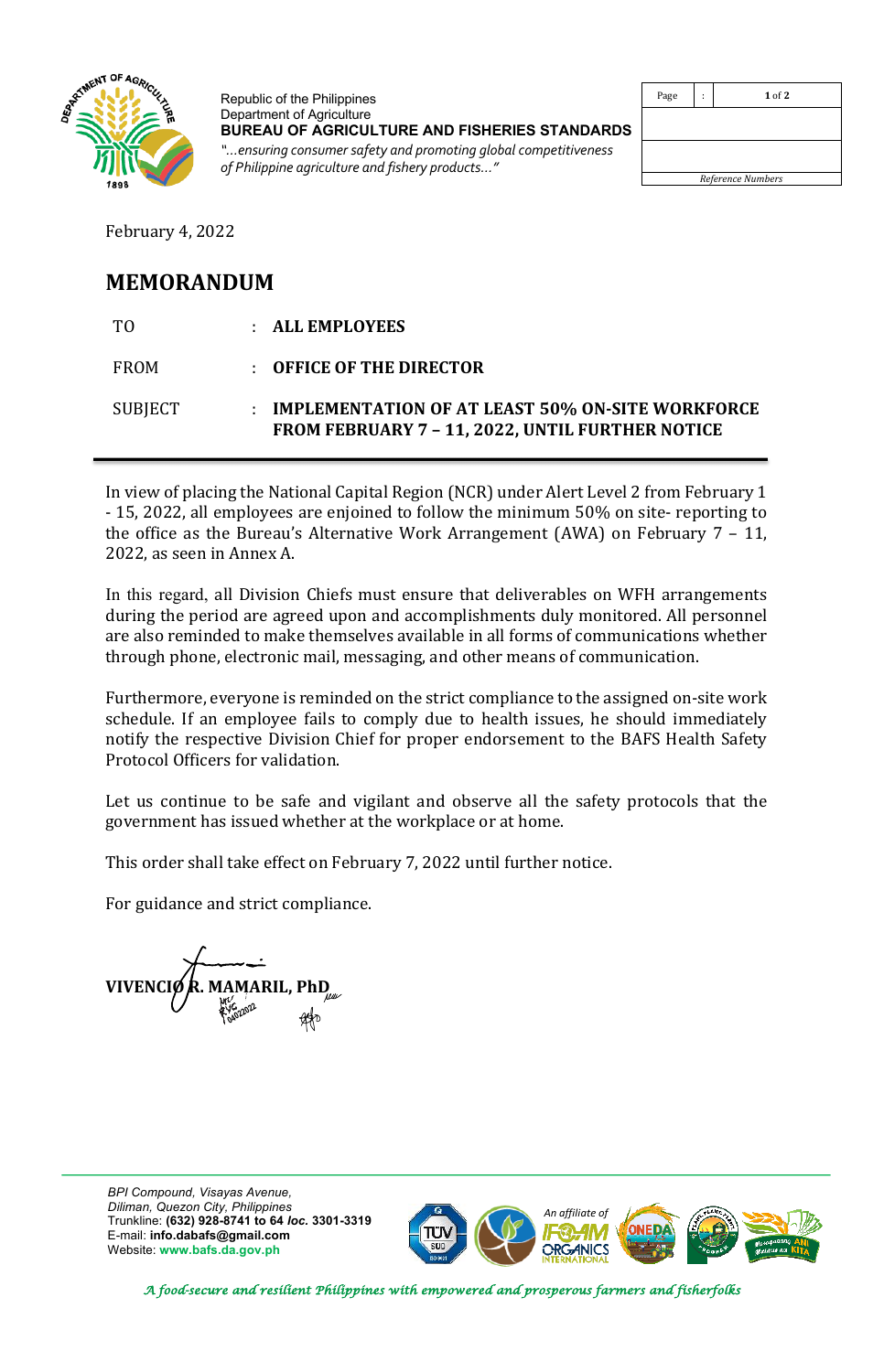Republic of the Philippines
Department of Agriculture
**BUREAU OF AGRICULTURE AND FISHERIES STANDARDS**
*"...ensuring consumer safety and promoting global competitiveness of Philippine agriculture and fishery products..."*

February 4, 2022

# MEMORANDUM

| | | |
|---|---|---|
| TO | : | **ALL EMPLOYEES** |
| FROM | : | **OFFICE OF THE DIRECTOR** |
| SUBJECT | : | **IMPLEMENTATION OF AT LEAST 50% ON-SITE WORKFORCE FROM FEBRUARY 7 – 11, 2022, UNTIL FURTHER NOTICE** |

In view of placing the National Capital Region (NCR) under Alert Level 2 from February 1 - 15, 2022, all employees are enjoined to follow the minimum 50% on site- reporting to the office as the Bureau's Alternative Work Arrangement (AWA) on February 7 – 11, 2022, as seen in Annex A.

In this regard, all Division Chiefs must ensure that deliverables on WFH arrangements during the period are agreed upon and accomplishments duly monitored. All personnel are also reminded to make themselves available in all forms of communications whether through phone, electronic mail, messaging, and other means of communication.

Furthermore, everyone is reminded on the strict compliance to the assigned on-site work schedule. If an employee fails to comply due to health issues, he should immediately notify the respective Division Chief for proper endorsement to the BAFS Health Safety Protocol Officers for validation.

Let us continue to be safe and vigilant and observe all the safety protocols that the government has issued whether at the workplace or at home.

This order shall take effect on February 7, 2022 until further notice.

For guidance and strict compliance.

**VIVENCIO R. MAMARIL, PhD**

*BPI Compound, Visayas Avenue, Diliman, Quezon City, Philippines*
Trunkline: **(632) 928-8741 to 64 *loc.* 3301-3319**
E-mail: **info.dabafs@gmail.com**
Website: **www.bafs.da.gov.ph**

*A food-secure and resilient Philippines with empowered and prosperous farmers and fisherfolks*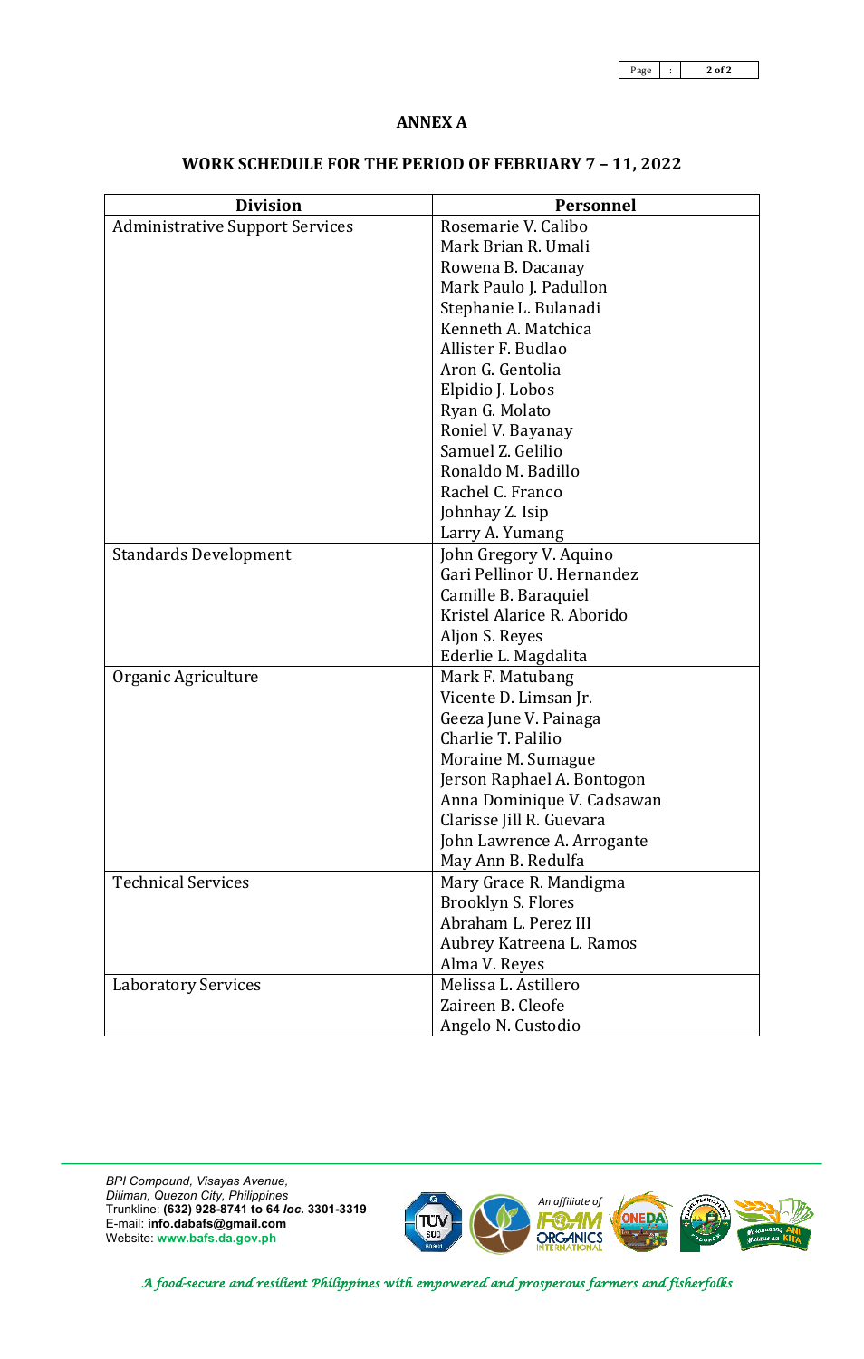## ANNEX A

### WORK SCHEDULE FOR THE PERIOD OF FEBRUARY 7 – 11, 2022

| Division | Personnel |
|---|---|
| Administrative Support Services | Rosemarie V. Calibo<br>Mark Brian R. Umali<br>Rowena B. Dacanay<br>Mark Paulo J. Padullon<br>Stephanie L. Bulanadi<br>Kenneth A. Matchica<br>Allister F. Budlao<br>Aron G. Gentolia<br>Elpidio J. Lobos<br>Ryan G. Molato<br>Roniel V. Bayanay<br>Samuel Z. Gelilio<br>Ronaldo M. Badillo<br>Rachel C. Franco<br>Johnhay Z. Isip<br>Larry A. Yumang |
| Standards Development | John Gregory V. Aquino<br>Gari Pellinor U. Hernandez<br>Camille B. Baraquiel<br>Kristel Alarice R. Aborido<br>Aljon S. Reyes<br>Ederlie L. Magdalita |
| Organic Agriculture | Mark F. Matubang<br>Vicente D. Limsan Jr.<br>Geeza June V. Painaga<br>Charlie T. Palilio<br>Moraine M. Sumague<br>Jerson Raphael A. Bontogon<br>Anna Dominique V. Cadsawan<br>Clarisse Jill R. Guevara<br>John Lawrence A. Arrogante<br>May Ann B. Redulfa |
| Technical Services | Mary Grace R. Mandigma<br>Brooklyn S. Flores<br>Abraham L. Perez III<br>Aubrey Katreena L. Ramos<br>Alma V. Reyes |
| Laboratory Services | Melissa L. Astillero<br>Zaireen B. Cleofe<br>Angelo N. Custodio |

*BPI Compound, Visayas Avenue,*
*Diliman, Quezon City, Philippines*
Trunkline: **(632) 928-8741 to 64 *loc.* 3301-3319**
E-mail: **info.dabafs@gmail.com**
Website: **www.bafs.da.gov.ph**

*A food-secure and resilient Philippines with empowered and prosperous farmers and fisherfolks*